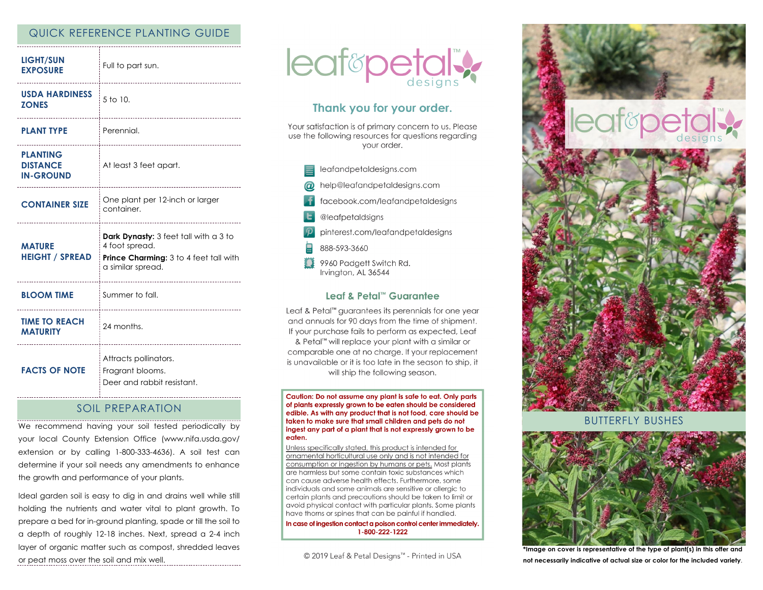## QUICK REFERENCE PLANTING GUIDE

| | |
|---|---|
| **LIGHT/SUN EXPOSURE** | Full to part sun. |
| **USDA HARDINESS ZONES** | 5 to 10. |
| **PLANT TYPE** | Perennial. |
| **PLANTING DISTANCE IN-GROUND** | At least 3 feet apart. |
| **CONTAINER SIZE** | One plant per 12-inch or larger container. |
| **MATURE HEIGHT / SPREAD** | **Dark Dynasty:** 3 feet tall with a 3 to 4 foot spread. **Prince Charming:** 3 to 4 feet tall with a similar spread. |
| **BLOOM TIME** | Summer to fall. |
| **TIME TO REACH MATURITY** | 24 months. |
| **FACTS OF NOTE** | Attracts pollinators. Fragrant blooms. Deer and rabbit resistant. |

## SOIL PREPARATION

We recommend having your soil tested periodically by your local County Extension Office (www.nifa.usda.gov/extension or by calling 1-800-333-4636). A soil test can determine if your soil needs any amendments to enhance the growth and performance of your plants.

Ideal garden soil is easy to dig in and drains well while still holding the nutrients and water vital to plant growth. To prepare a bed for in-ground planting, spade or till the soil to a depth of roughly 12-18 inches. Next, spread a 2-4 inch layer of organic matter such as compost, shredded leaves or peat moss over the soil and mix well.

leaf&petal™ designs

## Thank you for your order.

Your satisfaction is of primary concern to us. Please use the following resources for questions regarding your order.

- leafandpetaldesigns.com
- help@leafandpetaldesigns.com
- facebook.com/leafandpetaldesigns
- @leafpetaldsigns
- pinterest.com/leafandpetaldesigns
- 888-593-3660
- 9960 Padgett Switch Rd. Irvington, AL 36544

### Leaf & Petal™ Guarantee

Leaf & Petal™ guarantees its perennials for one year and annuals for 90 days from the time of shipment. If your purchase fails to perform as expected, Leaf & Petal™ will replace your plant with a similar or comparable one at no charge. If your replacement is unavailable or it is too late in the season to ship, it will ship the following season.

**Caution: Do not assume any plant is safe to eat. Only parts of plants expressly grown to be eaten should be considered edible. As with any product that is not food, care should be taken to make sure that small children and pets do not ingest any part of a plant that is not expressly grown to be eaten.**

Unless specifically stated, this product is intended for ornamental horticultural use only and is not intended for consumption or ingestion by humans or pets. Most plants are harmless but some contain toxic substances which can cause adverse health effects. Furthermore, some individuals and some animals are sensitive or allergic to certain plants and precautions should be taken to limit or avoid physical contact with particular plants. Some plants have thorns or spines that can be painful if handled.

**In case of ingestion contact a poison control center immediately. 1-800-222-1222**

© 2019 Leaf & Petal Designs™ - Printed in USA

leaf&petal™ designs

## BUTTERFLY BUSHES

**\*Image on cover is representative of the type of plant(s) in this offer and not necessarily indicative of actual size or color for the included variety.**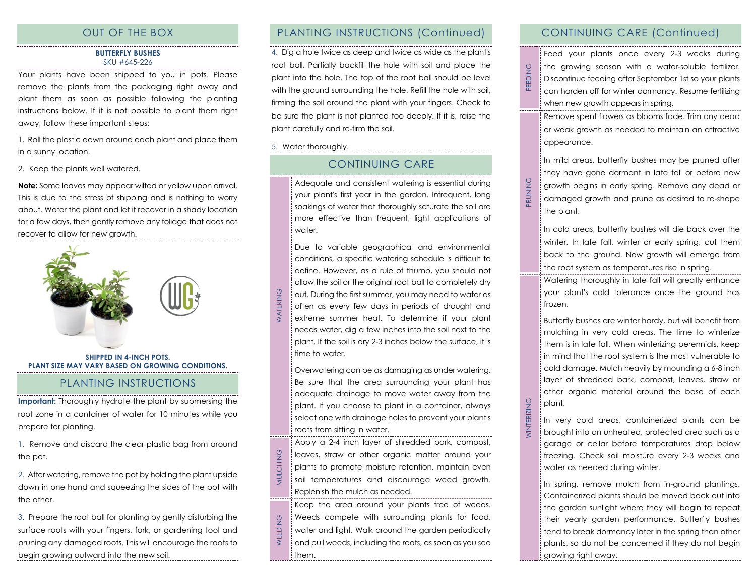## OUT OF THE BOX

**BUTTERFLY BUSHES**
SKU #645-226

Your plants have been shipped to you in pots. Please remove the plants from the packaging right away and plant them as soon as possible following the planting instructions below. If it is not possible to plant them right away, follow these important steps:

1. Roll the plastic down around each plant and place them in a sunny location.
2. Keep the plants well watered.

**Note:** Some leaves may appear wilted or yellow upon arrival. This is due to the stress of shipping and is nothing to worry about. Water the plant and let it recover in a shady location for a few days, then gently remove any foliage that does not recover to allow for new growth.

**SHIPPED IN 4-INCH POTS.**
**PLANT SIZE MAY VARY BASED ON GROWING CONDITIONS.**

## PLANTING INSTRUCTIONS

**Important:** Thoroughly hydrate the plant by submersing the root zone in a container of water for 10 minutes while you prepare for planting.

1. Remove and discard the clear plastic bag from around the pot.
2. After watering, remove the pot by holding the plant upside down in one hand and squeezing the sides of the pot with the other.
3. Prepare the root ball for planting by gently disturbing the surface roots with your fingers, fork, or gardening tool and pruning any damaged roots. This will encourage the roots to begin growing outward into the new soil.

## PLANTING INSTRUCTIONS (Continued)

4. Dig a hole twice as deep and twice as wide as the plant's root ball. Partially backfill the hole with soil and place the plant into the hole. The top of the root ball should be level with the ground surrounding the hole. Refill the hole with soil, firming the soil around the plant with your fingers. Check to be sure the plant is not planted too deeply. If it is, raise the plant carefully and re-firm the soil.
5. Water thoroughly.

## CONTINUING CARE

### WATERING

Adequate and consistent watering is essential during your plant's first year in the garden. Infrequent, long soakings of water that thoroughly saturate the soil are more effective than frequent, light applications of water.

Due to variable geographical and environmental conditions, a specific watering schedule is difficult to define. However, as a rule of thumb, you should not allow the soil or the original root ball to completely dry out. During the first summer, you may need to water as often as every few days in periods of drought and extreme summer heat. To determine if your plant needs water, dig a few inches into the soil next to the plant. If the soil is dry 2-3 inches below the surface, it is time to water.

Overwatering can be as damaging as under watering. Be sure that the area surrounding your plant has adequate drainage to move water away from the plant. If you choose to plant in a container, always select one with drainage holes to prevent your plant's roots from sitting in water.

### MULCHING

Apply a 2-4 inch layer of shredded bark, compost, leaves, straw or other organic matter around your plants to promote moisture retention, maintain even soil temperatures and discourage weed growth. Replenish the mulch as needed.

### WEEDING

Keep the area around your plants free of weeds. Weeds compete with surrounding plants for food, water and light. Walk around the garden periodically and pull weeds, including the roots, as soon as you see them.

## CONTINUING CARE (Continued)

### FEEDING

Feed your plants once every 2-3 weeks during the growing season with a water-soluble fertilizer. Discontinue feeding after September 1st so your plants can harden off for winter dormancy. Resume fertilizing when new growth appears in spring.

### PRUNING

Remove spent flowers as blooms fade. Trim any dead or weak growth as needed to maintain an attractive appearance.

In mild areas, butterfly bushes may be pruned after they have gone dormant in late fall or before new growth begins in early spring. Remove any dead or damaged growth and prune as desired to re-shape the plant.

In cold areas, butterfly bushes will die back over the winter. In late fall, winter or early spring, cut them back to the ground. New growth will emerge from the root system as temperatures rise in spring.

### WINTERIZING

Watering thoroughly in late fall will greatly enhance your plant's cold tolerance once the ground has frozen.

Butterfly bushes are winter hardy, but will benefit from mulching in very cold areas. The time to winterize them is in late fall. When winterizing perennials, keep in mind that the root system is the most vulnerable to cold damage. Mulch heavily by mounding a 6-8 inch layer of shredded bark, compost, leaves, straw or other organic material around the base of each plant.

In very cold areas, containerized plants can be brought into an unheated, protected area such as a garage or cellar before temperatures drop below freezing. Check soil moisture every 2-3 weeks and water as needed during winter.

In spring, remove mulch from in-ground plantings. Containerized plants should be moved back out into the garden sunlight where they will begin to repeat their yearly garden performance. Butterfly bushes tend to break dormancy later in the spring than other plants, so do not be concerned if they do not begin growing right away.